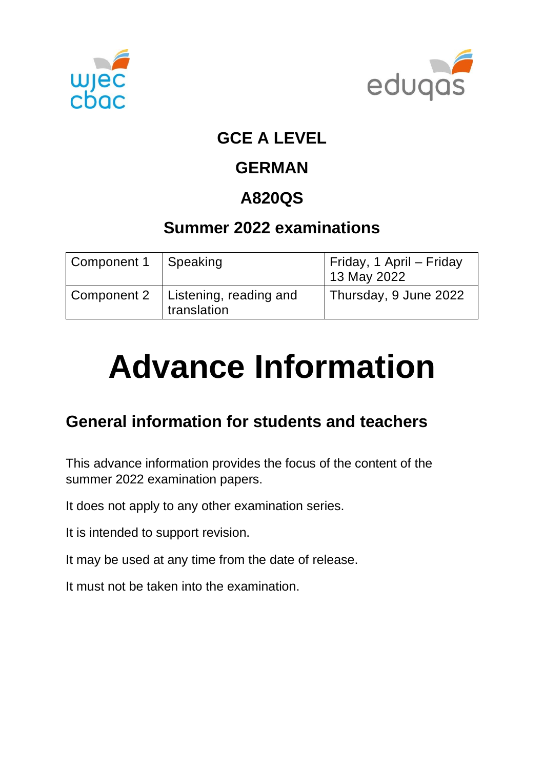# GCE A LEVEL

# GERMAN

# A820QS

## Summer 2022 examinations

| Component 1 | Speaking | Friday, 1 April – Friday 13 May 2022 |
|---|---|---|
| Component 2 | Listening, reading and translation | Thursday, 9 June 2022 |

# Advance Information

## General information for students and teachers

This advance information provides the focus of the content of the summer 2022 examination papers.

It does not apply to any other examination series.

It is intended to support revision.

It may be used at any time from the date of release.

It must not be taken into the examination.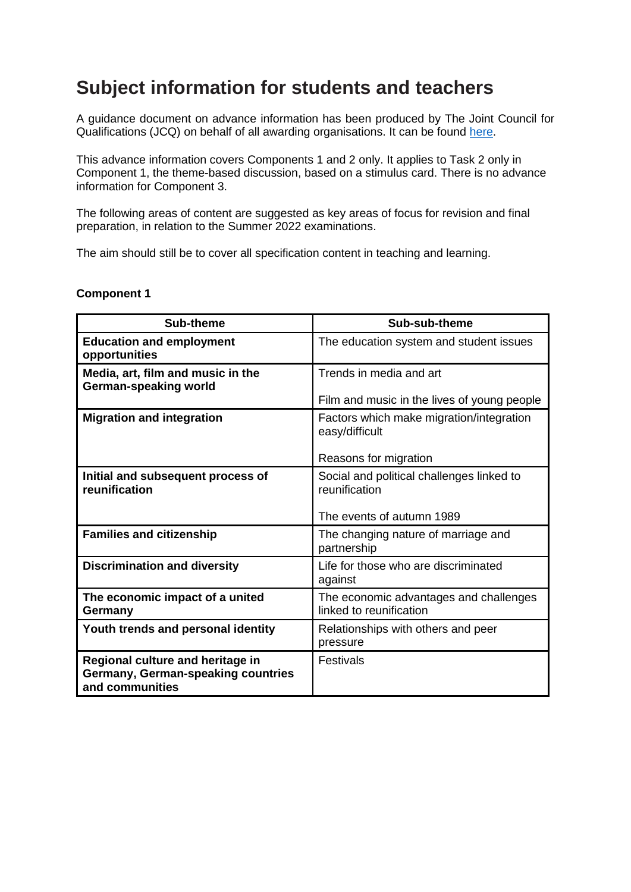# Subject information for students and teachers

A guidance document on advance information has been produced by The Joint Council for Qualifications (JCQ) on behalf of all awarding organisations. It can be found here.

This advance information covers Components 1 and 2 only. It applies to Task 2 only in Component 1, the theme-based discussion, based on a stimulus card. There is no advance information for Component 3.

The following areas of content are suggested as key areas of focus for revision and final preparation, in relation to the Summer 2022 examinations.

The aim should still be to cover all specification content in teaching and learning.

**Component 1**

| Sub-theme | Sub-sub-theme |
|---|---|
| **Education and employment opportunities** | The education system and student issues |
| **Media, art, film and music in the German-speaking world** | Trends in media and art<br><br>Film and music in the lives of young people |
| **Migration and integration** | Factors which make migration/integration easy/difficult<br><br>Reasons for migration |
| **Initial and subsequent process of reunification** | Social and political challenges linked to reunification<br><br>The events of autumn 1989 |
| **Families and citizenship** | The changing nature of marriage and partnership |
| **Discrimination and diversity** | Life for those who are discriminated against |
| **The economic impact of a united Germany** | The economic advantages and challenges linked to reunification |
| **Youth trends and personal identity** | Relationships with others and peer pressure |
| **Regional culture and heritage in Germany, German-speaking countries and communities** | Festivals |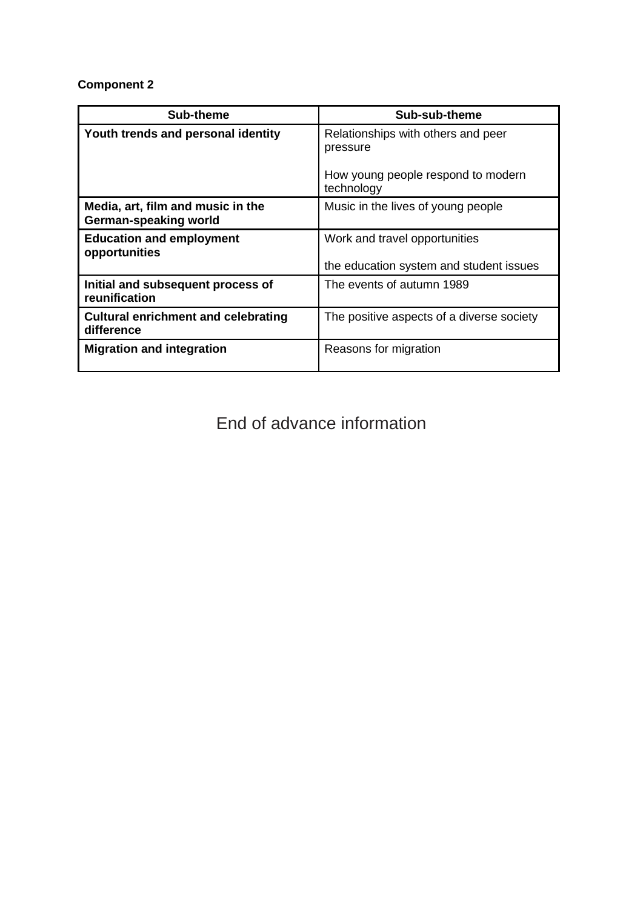**Component 2**

| Sub-theme | Sub-sub-theme |
| --- | --- |
| **Youth trends and personal identity** | Relationships with others and peer pressure<br><br>How young people respond to modern technology |
| **Media, art, film and music in the German-speaking world** | Music in the lives of young people |
| **Education and employment opportunities** | Work and travel opportunities<br><br>the education system and student issues |
| **Initial and subsequent process of reunification** | The events of autumn 1989 |
| **Cultural enrichment and celebrating difference** | The positive aspects of a diverse society |
| **Migration and integration** | Reasons for migration |

End of advance information